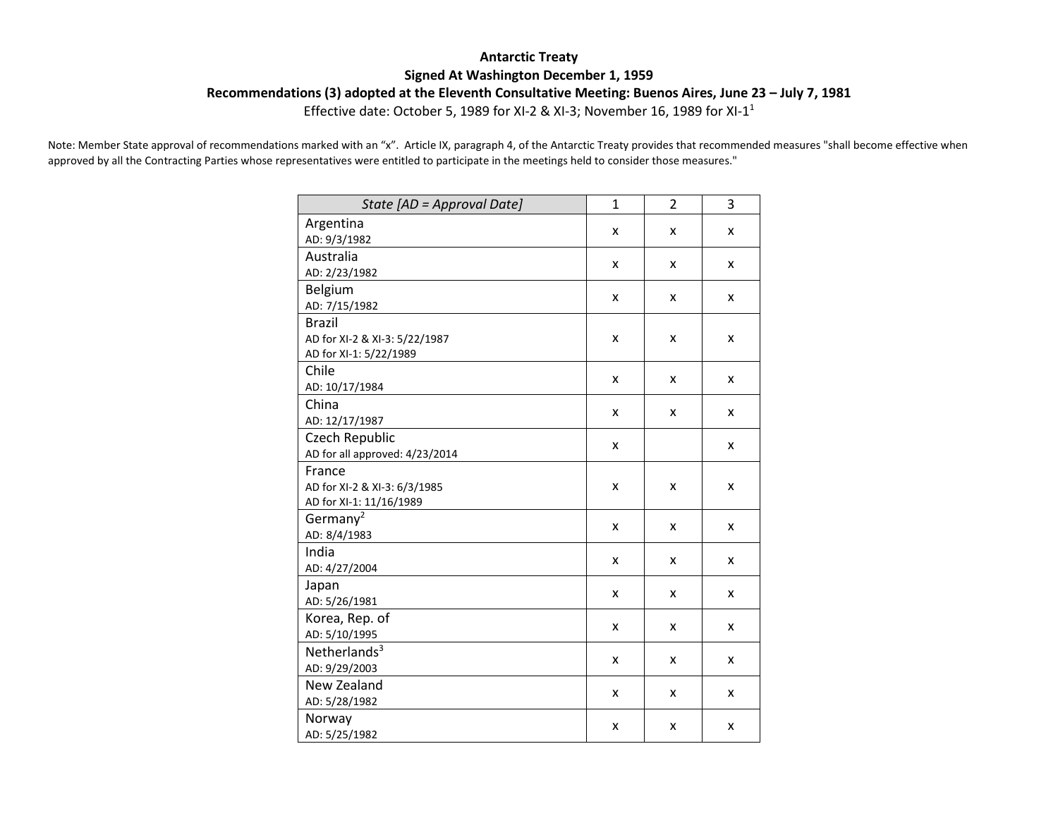**Antarctic Treaty**

**Signed At Washington December 1, 1959**

**Recommendations (3) adopted at the Eleventh Consultative Meeting: Buenos Aires, June 23 – July 7, 1981**

Effective date: October 5, 1989 for XI-2 & XI-3; November 16, 1989 for XI-1[1]

Note: Member State approval of recommendations marked with an "x". Article IX, paragraph 4, of the Antarctic Treaty provides that recommended measures "shall become effective when approved by all the Contracting Parties whose representatives were entitled to participate in the meetings held to consider those measures."

| *State [AD = Approval Date]* | 1 | 2 | 3 |
|---|---|---|---|
| Argentina<br>AD: 9/3/1982 | x | x | x |
| Australia<br>AD: 2/23/1982 | x | x | x |
| Belgium<br>AD: 7/15/1982 | x | x | x |
| Brazil<br>AD for XI-2 & XI-3: 5/22/1987<br>AD for XI-1: 5/22/1989 | x | x | x |
| Chile<br>AD: 10/17/1984 | x | x | x |
| China<br>AD: 12/17/1987 | x | x | x |
| Czech Republic<br>AD for all approved: 4/23/2014 | x | | x |
| France<br>AD for XI-2 & XI-3: 6/3/1985<br>AD for XI-1: 11/16/1989 | x | x | x |
| Germany[2]<br>AD: 8/4/1983 | x | x | x |
| India<br>AD: 4/27/2004 | x | x | x |
| Japan<br>AD: 5/26/1981 | x | x | x |
| Korea, Rep. of<br>AD: 5/10/1995 | x | x | x |
| Netherlands[3]<br>AD: 9/29/2003 | x | x | x |
| New Zealand<br>AD: 5/28/1982 | x | x | x |
| Norway<br>AD: 5/25/1982 | x | x | x |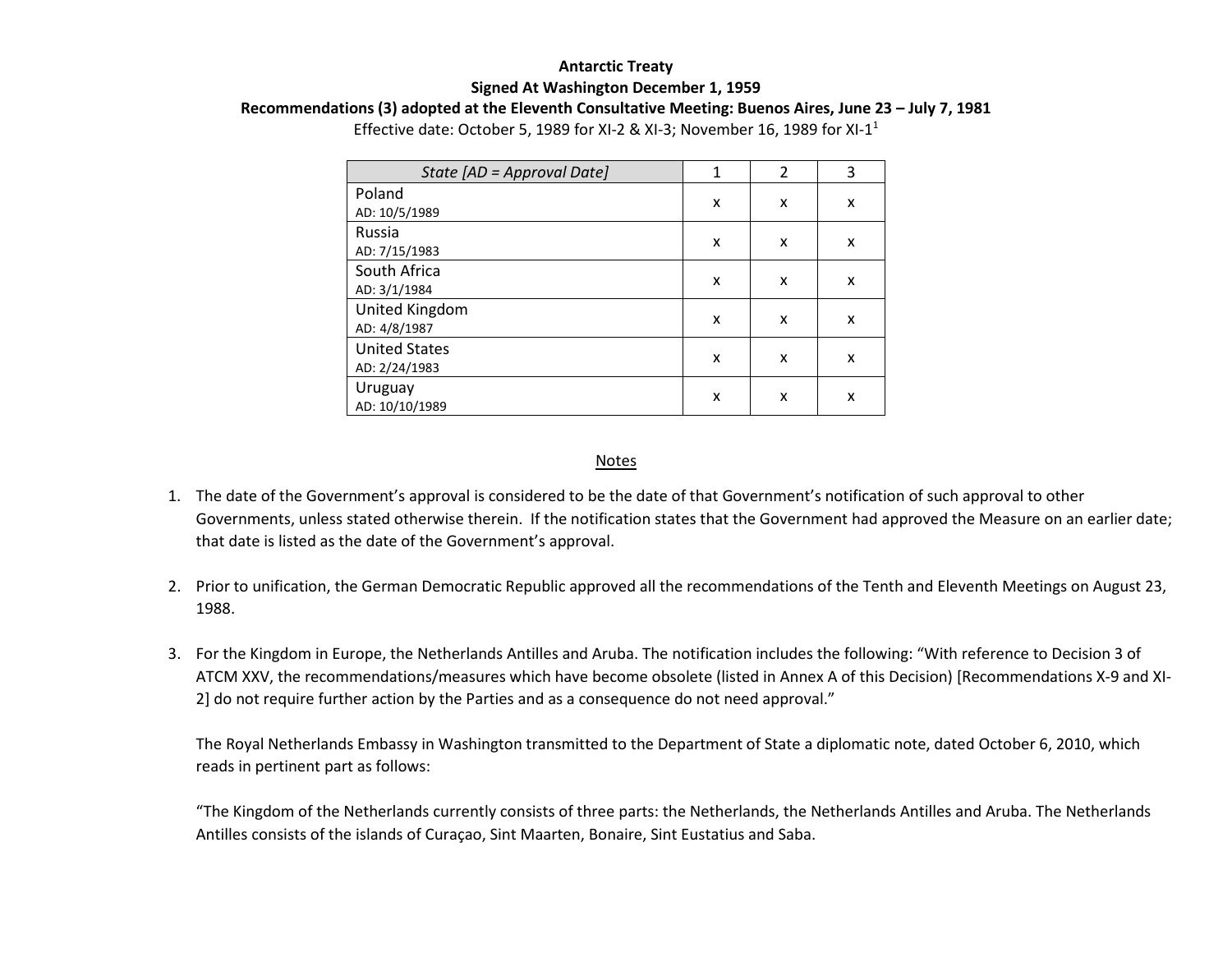**Antarctic Treaty**

**Signed At Washington December 1, 1959**

**Recommendations (3) adopted at the Eleventh Consultative Meeting: Buenos Aires, June 23 – July 7, 1981**

Effective date: October 5, 1989 for XI-2 & XI-3; November 16, 1989 for XI-1[1]

| *State [AD = Approval Date]* | 1 | 2 | 3 |
|---|---|---|---|
| Poland<br>AD: 10/5/1989 | x | x | x |
| Russia<br>AD: 7/15/1983 | x | x | x |
| South Africa<br>AD: 3/1/1984 | x | x | x |
| United Kingdom<br>AD: 4/8/1987 | x | x | x |
| United States<br>AD: 2/24/1983 | x | x | x |
| Uruguay<br>AD: 10/10/1989 | x | x | x |

Notes

1. The date of the Government's approval is considered to be the date of that Government's notification of such approval to other Governments, unless stated otherwise therein. If the notification states that the Government had approved the Measure on an earlier date; that date is listed as the date of the Government's approval.

2. Prior to unification, the German Democratic Republic approved all the recommendations of the Tenth and Eleventh Meetings on August 23, 1988.

3. For the Kingdom in Europe, the Netherlands Antilles and Aruba. The notification includes the following: "With reference to Decision 3 of ATCM XXV, the recommendations/measures which have become obsolete (listed in Annex A of this Decision) [Recommendations X-9 and XI-2] do not require further action by the Parties and as a consequence do not need approval."

   The Royal Netherlands Embassy in Washington transmitted to the Department of State a diplomatic note, dated October 6, 2010, which reads in pertinent part as follows:

   "The Kingdom of the Netherlands currently consists of three parts: the Netherlands, the Netherlands Antilles and Aruba. The Netherlands Antilles consists of the islands of Curaçao, Sint Maarten, Bonaire, Sint Eustatius and Saba.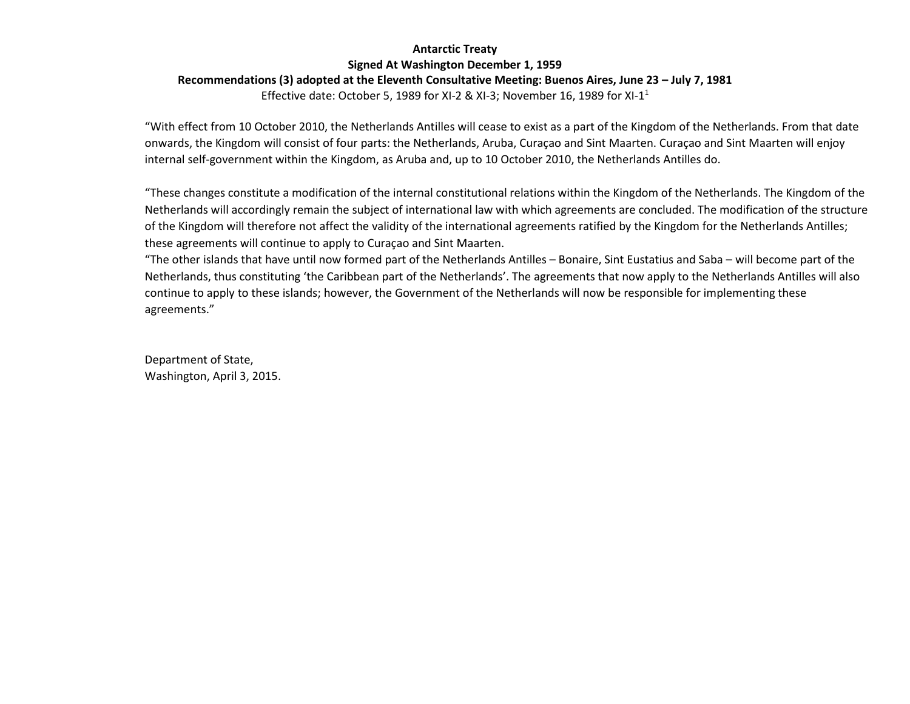**Antarctic Treaty**

**Signed At Washington December 1, 1959**

**Recommendations (3) adopted at the Eleventh Consultative Meeting: Buenos Aires, June 23 – July 7, 1981**

Effective date: October 5, 1989 for XI-2 & XI-3; November 16, 1989 for XI-1[1]

"With effect from 10 October 2010, the Netherlands Antilles will cease to exist as a part of the Kingdom of the Netherlands. From that date onwards, the Kingdom will consist of four parts: the Netherlands, Aruba, Curaçao and Sint Maarten. Curaçao and Sint Maarten will enjoy internal self-government within the Kingdom, as Aruba and, up to 10 October 2010, the Netherlands Antilles do.

"These changes constitute a modification of the internal constitutional relations within the Kingdom of the Netherlands. The Kingdom of the Netherlands will accordingly remain the subject of international law with which agreements are concluded. The modification of the structure of the Kingdom will therefore not affect the validity of the international agreements ratified by the Kingdom for the Netherlands Antilles; these agreements will continue to apply to Curaçao and Sint Maarten.

"The other islands that have until now formed part of the Netherlands Antilles – Bonaire, Sint Eustatius and Saba – will become part of the Netherlands, thus constituting 'the Caribbean part of the Netherlands'. The agreements that now apply to the Netherlands Antilles will also continue to apply to these islands; however, the Government of the Netherlands will now be responsible for implementing these agreements."

Department of State,
Washington, April 3, 2015.